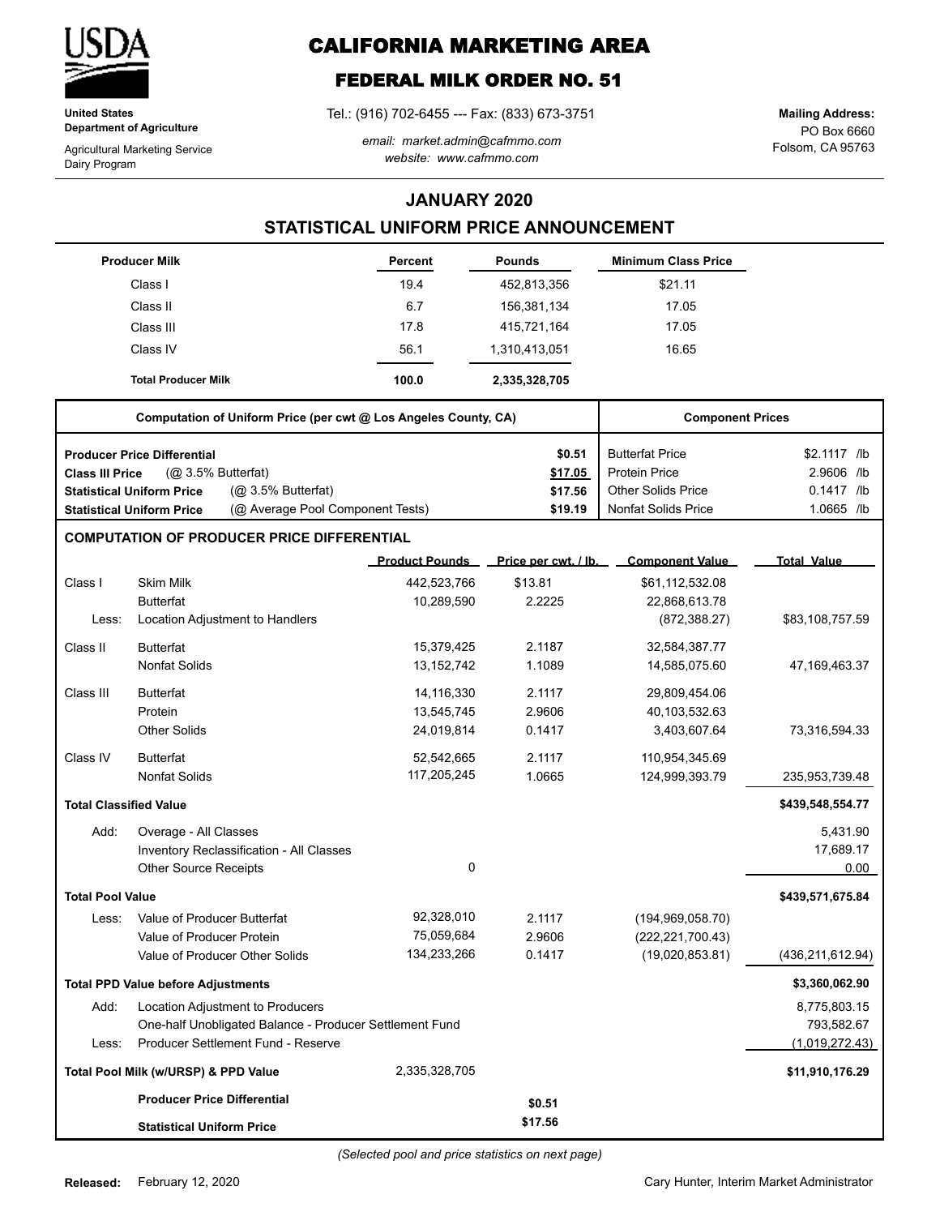**United States Department of Agriculture**

Agricultural Marketing Service
Dairy Program

# CALIFORNIA MARKETING AREA

## FEDERAL MILK ORDER NO. 51

Tel.: (916) 702-6455 --- Fax: (833) 673-3751

*email: market.admin@cafmmo.com*
*website: www.cafmmo.com*

**Mailing Address:**
PO Box 6660
Folsom, CA 95763

## JANUARY 2020

## STATISTICAL UNIFORM PRICE ANNOUNCEMENT

| Producer Milk | Percent | Pounds | Minimum Class Price |
|---|---|---|---|
| Class I | 19.4 | 452,813,356 | $21.11 |
| Class II | 6.7 | 156,381,134 | 17.05 |
| Class III | 17.8 | 415,721,164 | 17.05 |
| Class IV | 56.1 | 1,310,413,051 | 16.65 |
| **Total Producer Milk** | **100.0** | **2,335,328,705** | |

| Computation of Uniform Price (per cwt @ Los Angeles County, CA) | | Component Prices | |
|---|---|---|---|
| **Producer Price Differential** | **$0.51** | Butterfat Price | $2.1117 /lb |
| **Class III Price** (@ 3.5% Butterfat) | **$17.05** | Protein Price | 2.9606 /lb |
| **Statistical Uniform Price** (@ 3.5% Butterfat) | **$17.56** | Other Solids Price | 0.1417 /lb |
| **Statistical Uniform Price** (@ Average Pool Component Tests) | **$19.19** | Nonfat Solids Price | 1.0665 /lb |

### COMPUTATION OF PRODUCER PRICE DIFFERENTIAL

| | | Product Pounds | Price per cwt. / lb. | Component Value | Total Value |
|---|---|---|---|---|---|
| Class I | Skim Milk | 442,523,766 | $13.81 | $61,112,532.08 | |
| | Butterfat | 10,289,590 | 2.2225 | 22,868,613.78 | |
| Less: | Location Adjustment to Handlers | | | (872,388.27) | $83,108,757.59 |
| Class II | Butterfat | 15,379,425 | 2.1187 | 32,584,387.77 | |
| | Nonfat Solids | 13,152,742 | 1.1089 | 14,585,075.60 | 47,169,463.37 |
| Class III | Butterfat | 14,116,330 | 2.1117 | 29,809,454.06 | |
| | Protein | 13,545,745 | 2.9606 | 40,103,532.63 | |
| | Other Solids | 24,019,814 | 0.1417 | 3,403,607.64 | 73,316,594.33 |
| Class IV | Butterfat | 52,542,665 | 2.1117 | 110,954,345.69 | |
| | Nonfat Solids | 117,205,245 | 1.0665 | 124,999,393.79 | 235,953,739.48 |
| **Total Classified Value** | | | | | **$439,548,554.77** |
| Add: | Overage - All Classes | | | | 5,431.90 |
| | Inventory Reclassification - All Classes | | | | 17,689.17 |
| | Other Source Receipts | 0 | | | 0.00 |
| **Total Pool Value** | | | | | **$439,571,675.84** |
| Less: | Value of Producer Butterfat | 92,328,010 | 2.1117 | (194,969,058.70) | |
| | Value of Producer Protein | 75,059,684 | 2.9606 | (222,221,700.43) | |
| | Value of Producer Other Solids | 134,233,266 | 0.1417 | (19,020,853.81) | (436,211,612.94) |
| **Total PPD Value before Adjustments** | | | | | **$3,360,062.90** |
| Add: | Location Adjustment to Producers | | | | 8,775,803.15 |
| | One-half Unobligated Balance - Producer Settlement Fund | | | | 793,582.67 |
| Less: | Producer Settlement Fund - Reserve | | | | (1,019,272.43) |
| **Total Pool Milk (w/URSP) & PPD Value** | | 2,335,328,705 | | | **$11,910,176.29** |
| | **Producer Price Differential** | | **$0.51** | | |
| | **Statistical Uniform Price** | | **$17.56** | | |

*(Selected pool and price statistics on next page)*

**Released:** February 12, 2020

Cary Hunter, Interim Market Administrator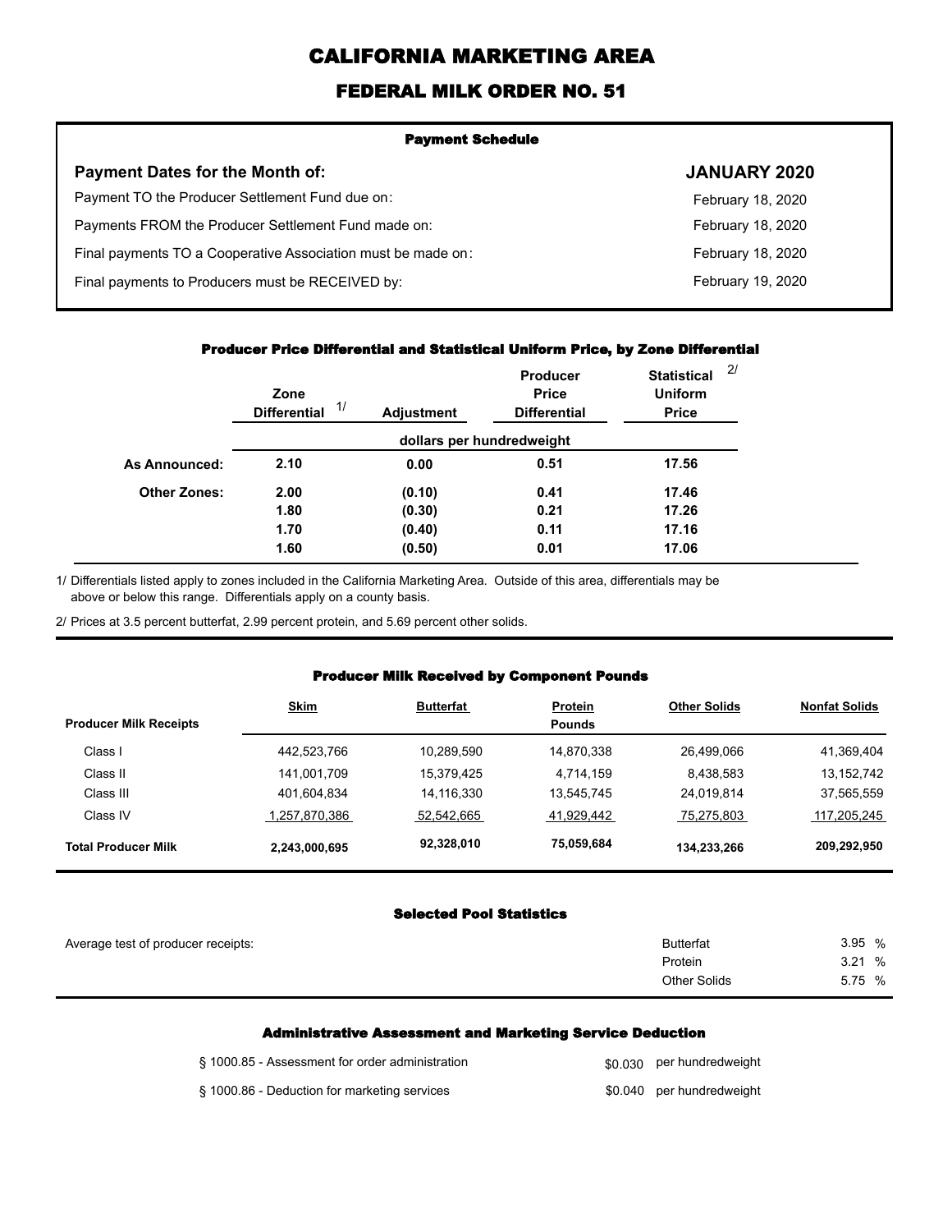# CALIFORNIA MARKETING AREA

## FEDERAL MILK ORDER NO. 51

### Payment Schedule

| Payment Dates for the Month of: | JANUARY 2020 |
|---|---|
| Payment TO the Producer Settlement Fund due on: | February 18, 2020 |
| Payments FROM the Producer Settlement Fund made on: | February 18, 2020 |
| Final payments TO a Cooperative Association must be made on: | February 18, 2020 |
| Final payments to Producers must be RECEIVED by: | February 19, 2020 |

### Producer Price Differential and Statistical Uniform Price, by Zone Differential

| | Zone Differential 1/ | Adjustment | Producer Price Differential | Statistical Uniform Price 2/ |
|---|---|---|---|---|
| | dollars per hundredweight | | | |
| **As Announced:** | **2.10** | **0.00** | **0.51** | **17.56** |
| **Other Zones:** | **2.00** | **(0.10)** | **0.41** | **17.46** |
| | **1.80** | **(0.30)** | **0.21** | **17.26** |
| | **1.70** | **(0.40)** | **0.11** | **17.16** |
| | **1.60** | **(0.50)** | **0.01** | **17.06** |

1/ Differentials listed apply to zones included in the California Marketing Area. Outside of this area, differentials may be above or below this range. Differentials apply on a county basis.

2/ Prices at 3.5 percent butterfat, 2.99 percent protein, and 5.69 percent other solids.

### Producer Milk Received by Component Pounds

| Producer Milk Receipts | Skim | Butterfat | Protein | Other Solids | Nonfat Solids |
|---|---|---|---|---|---|
| | | | Pounds | | |
| Class I | 442,523,766 | 10,289,590 | 14,870,338 | 26,499,066 | 41,369,404 |
| Class II | 141,001,709 | 15,379,425 | 4,714,159 | 8,438,583 | 13,152,742 |
| Class III | 401,604,834 | 14,116,330 | 13,545,745 | 24,019,814 | 37,565,559 |
| Class IV | 1,257,870,386 | 52,542,665 | 41,929,442 | 75,275,803 | 117,205,245 |
| **Total Producer Milk** | **2,243,000,695** | **92,328,010** | **75,059,684** | **134,233,266** | **209,292,950** |

### Selected Pool Statistics

| Average test of producer receipts: | | |
|---|---|---|
| | Butterfat | 3.95 % |
| | Protein | 3.21 % |
| | Other Solids | 5.75 % |

### Administrative Assessment and Marketing Service Deduction

| | | |
|---|---|---|
| § 1000.85 - Assessment for order administration | $0.030 | per hundredweight |
| § 1000.86 - Deduction for marketing services | $0.040 | per hundredweight |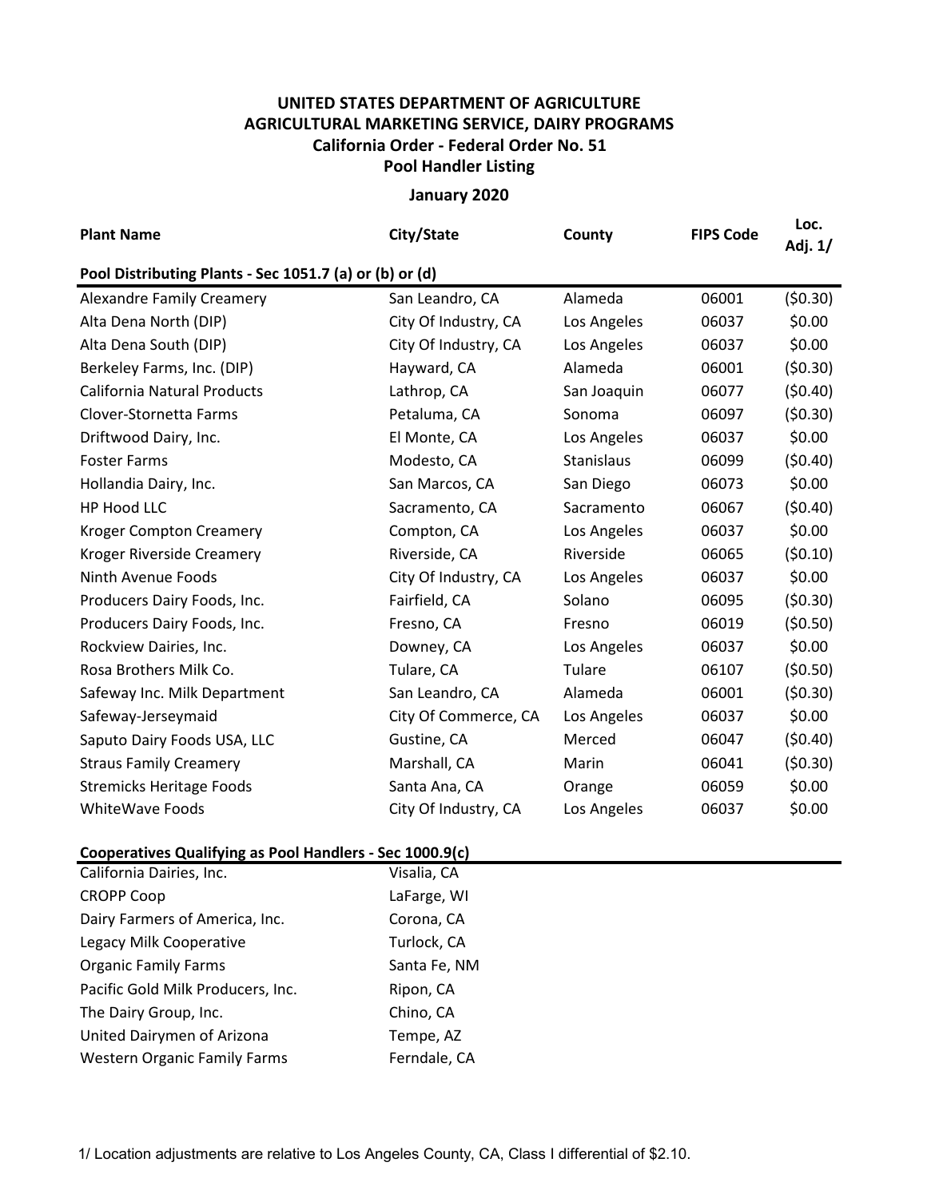**UNITED STATES DEPARTMENT OF AGRICULTURE**
**AGRICULTURAL MARKETING SERVICE, DAIRY PROGRAMS**
**California Order - Federal Order No. 51**
**Pool Handler Listing**

**January 2020**

| Plant Name | City/State | County | FIPS Code | Loc. Adj. 1/ |
|---|---|---|---|---|
| **Pool Distributing Plants - Sec 1051.7 (a) or (b) or (d)** | | | | |
| Alexandre Family Creamery | San Leandro, CA | Alameda | 06001 | ($0.30) |
| Alta Dena North (DIP) | City Of Industry, CA | Los Angeles | 06037 | $0.00 |
| Alta Dena South (DIP) | City Of Industry, CA | Los Angeles | 06037 | $0.00 |
| Berkeley Farms, Inc. (DIP) | Hayward, CA | Alameda | 06001 | ($0.30) |
| California Natural Products | Lathrop, CA | San Joaquin | 06077 | ($0.40) |
| Clover-Stornetta Farms | Petaluma, CA | Sonoma | 06097 | ($0.30) |
| Driftwood Dairy, Inc. | El Monte, CA | Los Angeles | 06037 | $0.00 |
| Foster Farms | Modesto, CA | Stanislaus | 06099 | ($0.40) |
| Hollandia Dairy, Inc. | San Marcos, CA | San Diego | 06073 | $0.00 |
| HP Hood LLC | Sacramento, CA | Sacramento | 06067 | ($0.40) |
| Kroger Compton Creamery | Compton, CA | Los Angeles | 06037 | $0.00 |
| Kroger Riverside Creamery | Riverside, CA | Riverside | 06065 | ($0.10) |
| Ninth Avenue Foods | City Of Industry, CA | Los Angeles | 06037 | $0.00 |
| Producers Dairy Foods, Inc. | Fairfield, CA | Solano | 06095 | ($0.30) |
| Producers Dairy Foods, Inc. | Fresno, CA | Fresno | 06019 | ($0.50) |
| Rockview Dairies, Inc. | Downey, CA | Los Angeles | 06037 | $0.00 |
| Rosa Brothers Milk Co. | Tulare, CA | Tulare | 06107 | ($0.50) |
| Safeway Inc. Milk Department | San Leandro, CA | Alameda | 06001 | ($0.30) |
| Safeway-Jerseymaid | City Of Commerce, CA | Los Angeles | 06037 | $0.00 |
| Saputo Dairy Foods USA, LLC | Gustine, CA | Merced | 06047 | ($0.40) |
| Straus Family Creamery | Marshall, CA | Marin | 06041 | ($0.30) |
| Stremicks Heritage Foods | Santa Ana, CA | Orange | 06059 | $0.00 |
| WhiteWave Foods | City Of Industry, CA | Los Angeles | 06037 | $0.00 |

**Cooperatives Qualifying as Pool Handlers - Sec 1000.9(c)**

| | |
|---|---|
| California Dairies, Inc. | Visalia, CA |
| CROPP Coop | LaFarge, WI |
| Dairy Farmers of America, Inc. | Corona, CA |
| Legacy Milk Cooperative | Turlock, CA |
| Organic Family Farms | Santa Fe, NM |
| Pacific Gold Milk Producers, Inc. | Ripon, CA |
| The Dairy Group, Inc. | Chino, CA |
| United Dairymen of Arizona | Tempe, AZ |
| Western Organic Family Farms | Ferndale, CA |

1/ Location adjustments are relative to Los Angeles County, CA, Class I differential of $2.10.